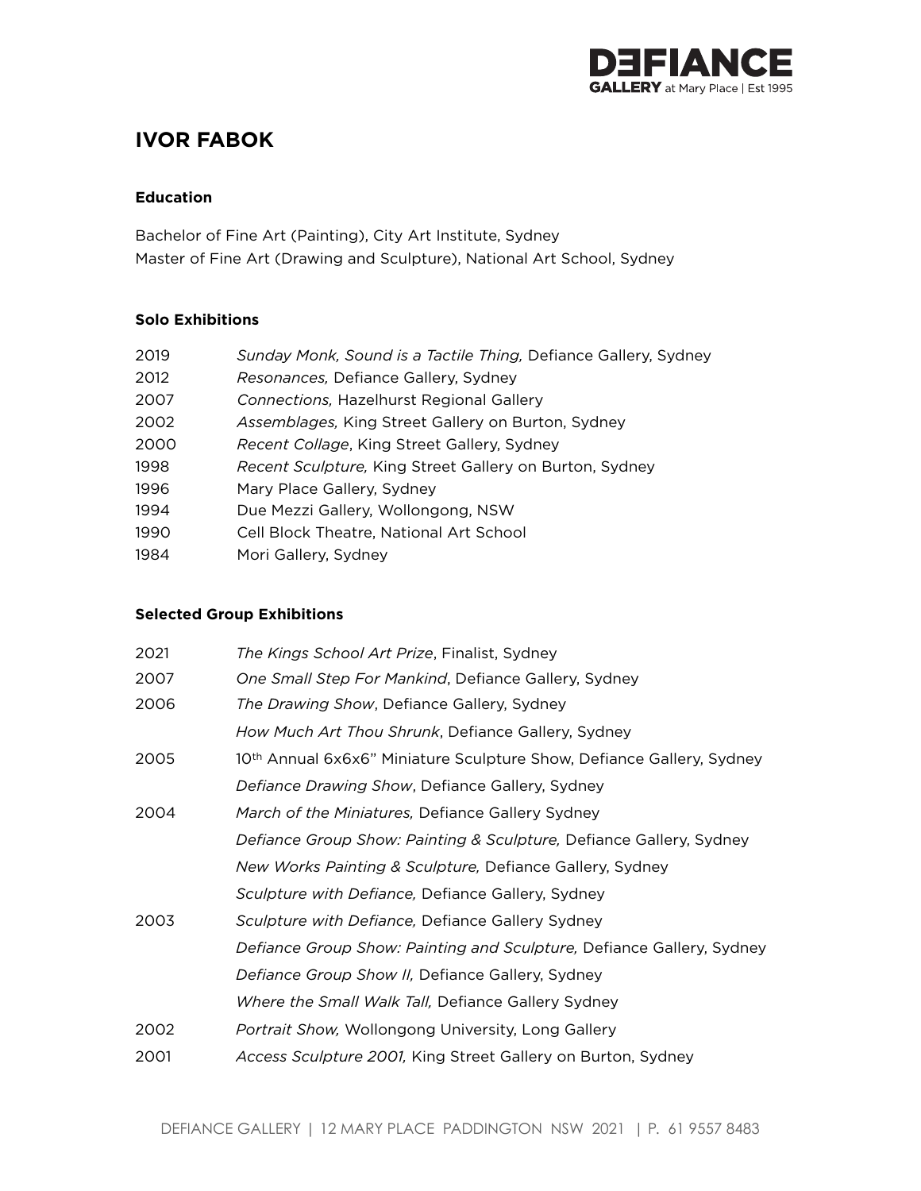# IVOR FABOK

### Education

Bachelor of Fine Art (Painting), City Art Institute, Sydney
Master of Fine Art (Drawing and Sculpture), National Art School, Sydney

### Solo Exhibitions

| | |
|---|---|
| 2019 | *Sunday Monk, Sound is a Tactile Thing,* Defiance Gallery, Sydney |
| 2012 | *Resonances,* Defiance Gallery, Sydney |
| 2007 | *Connections,* Hazelhurst Regional Gallery |
| 2002 | *Assemblages,* King Street Gallery on Burton, Sydney |
| 2000 | *Recent Collage*, King Street Gallery, Sydney |
| 1998 | *Recent Sculpture,* King Street Gallery on Burton, Sydney |
| 1996 | Mary Place Gallery, Sydney |
| 1994 | Due Mezzi Gallery, Wollongong, NSW |
| 1990 | Cell Block Theatre, National Art School |
| 1984 | Mori Gallery, Sydney |

### Selected Group Exhibitions

| | |
|---|---|
| 2021 | *The Kings School Art Prize*, Finalist, Sydney |
| 2007 | *One Small Step For Mankind*, Defiance Gallery, Sydney |
| 2006 | *The Drawing Show*, Defiance Gallery, Sydney |
| | *How Much Art Thou Shrunk*, Defiance Gallery, Sydney |
| 2005 | 10th Annual 6x6x6" Miniature Sculpture Show, Defiance Gallery, Sydney |
| | *Defiance Drawing Show*, Defiance Gallery, Sydney |
| 2004 | *March of the Miniatures,* Defiance Gallery Sydney |
| | *Defiance Group Show: Painting & Sculpture,* Defiance Gallery, Sydney |
| | *New Works Painting & Sculpture,* Defiance Gallery, Sydney |
| | *Sculpture with Defiance,* Defiance Gallery, Sydney |
| 2003 | *Sculpture with Defiance,* Defiance Gallery Sydney |
| | *Defiance Group Show: Painting and Sculpture,* Defiance Gallery, Sydney |
| | *Defiance Group Show II,* Defiance Gallery, Sydney |
| | *Where the Small Walk Tall,* Defiance Gallery Sydney |
| 2002 | *Portrait Show,* Wollongong University, Long Gallery |
| 2001 | *Access Sculpture 2001,* King Street Gallery on Burton, Sydney |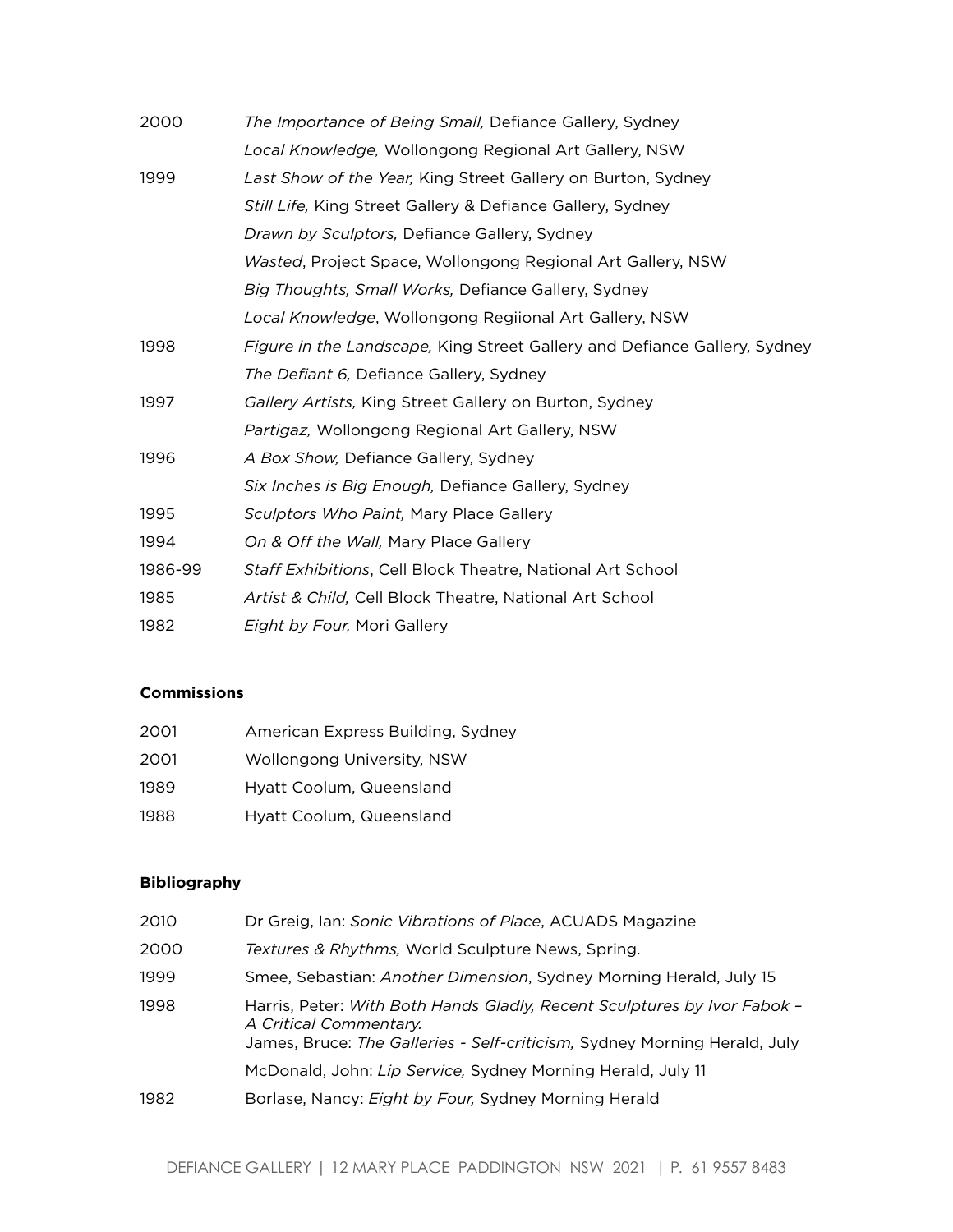| | |
|---|---|
| 2000 | *The Importance of Being Small,* Defiance Gallery, Sydney |
| | *Local Knowledge,* Wollongong Regional Art Gallery, NSW |
| 1999 | *Last Show of the Year,* King Street Gallery on Burton, Sydney |
| | *Still Life,* King Street Gallery & Defiance Gallery, Sydney |
| | *Drawn by Sculptors,* Defiance Gallery, Sydney |
| | *Wasted*, Project Space, Wollongong Regional Art Gallery, NSW |
| | *Big Thoughts, Small Works,* Defiance Gallery, Sydney |
| | *Local Knowledge*, Wollongong Regiional Art Gallery, NSW |
| 1998 | *Figure in the Landscape,* King Street Gallery and Defiance Gallery, Sydney |
| | *The Defiant 6,* Defiance Gallery, Sydney |
| 1997 | *Gallery Artists,* King Street Gallery on Burton, Sydney |
| | *Partigaz,* Wollongong Regional Art Gallery, NSW |
| 1996 | *A Box Show,* Defiance Gallery, Sydney |
| | *Six Inches is Big Enough,* Defiance Gallery, Sydney |
| 1995 | *Sculptors Who Paint,* Mary Place Gallery |
| 1994 | *On & Off the Wall,* Mary Place Gallery |
| 1986-99 | *Staff Exhibitions*, Cell Block Theatre, National Art School |
| 1985 | *Artist & Child,* Cell Block Theatre, National Art School |
| 1982 | *Eight by Four,* Mori Gallery |

**Commissions**

| | |
|---|---|
| 2001 | American Express Building, Sydney |
| 2001 | Wollongong University, NSW |
| 1989 | Hyatt Coolum, Queensland |
| 1988 | Hyatt Coolum, Queensland |

**Bibliography**

| | |
|---|---|
| 2010 | Dr Greig, Ian: *Sonic Vibrations of Place*, ACUADS Magazine |
| 2000 | *Textures & Rhythms,* World Sculpture News, Spring. |
| 1999 | Smee, Sebastian: *Another Dimension*, Sydney Morning Herald, July 15 |
| 1998 | Harris, Peter: *With Both Hands Gladly, Recent Sculptures by Ivor Fabok – A Critical Commentary.* |
| | James, Bruce: *The Galleries - Self-criticism,* Sydney Morning Herald, July |
| | McDonald, John: *Lip Service,* Sydney Morning Herald, July 11 |
| 1982 | Borlase, Nancy: *Eight by Four,* Sydney Morning Herald |